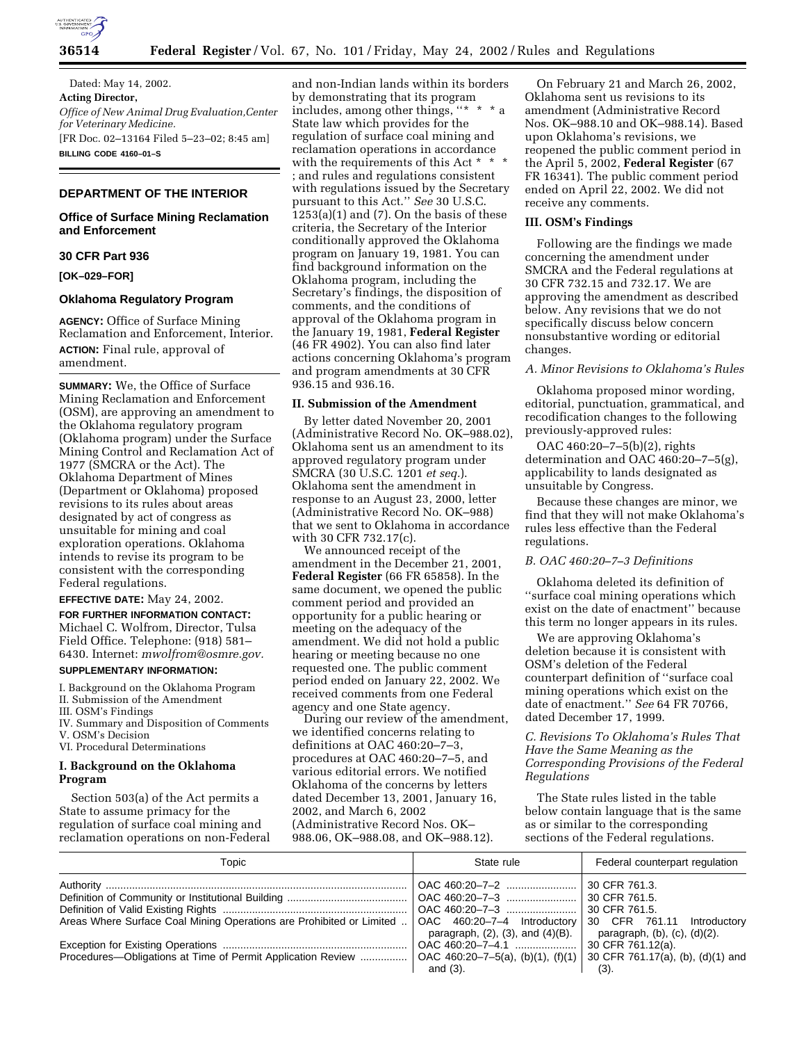Dated: May 14, 2002.

**Acting Director,**

*Office of New Animal Drug Evaluation,Center for Veterinary Medicine.*

[FR Doc. 02–13164 Filed 5–23–02; 8:45 am]

**BILLING CODE 4160–01–S**

## DEPARTMENT OF THE INTERIOR

### Office of Surface Mining Reclamation and Enforcement

### 30 CFR Part 936

**[OK–029–FOR]**

### Oklahoma Regulatory Program

**AGENCY:** Office of Surface Mining Reclamation and Enforcement, Interior.

**ACTION:** Final rule, approval of amendment.

**SUMMARY:** We, the Office of Surface Mining Reclamation and Enforcement (OSM), are approving an amendment to the Oklahoma regulatory program (Oklahoma program) under the Surface Mining Control and Reclamation Act of 1977 (SMCRA or the Act). The Oklahoma Department of Mines (Department or Oklahoma) proposed revisions to its rules about areas designated by act of congress as unsuitable for mining and coal exploration operations. Oklahoma intends to revise its program to be consistent with the corresponding Federal regulations.

**EFFECTIVE DATE:** May 24, 2002.

**FOR FURTHER INFORMATION CONTACT:** Michael C. Wolfrom, Director, Tulsa Field Office. Telephone: (918) 581–6430. Internet: *mwolfrom@osmre.gov.*

**SUPPLEMENTARY INFORMATION:**

I. Background on the Oklahoma Program
II. Submission of the Amendment
III. OSM's Findings
IV. Summary and Disposition of Comments
V. OSM's Decision
VI. Procedural Determinations

### I. Background on the Oklahoma Program

Section 503(a) of the Act permits a State to assume primacy for the regulation of surface coal mining and reclamation operations on non-Federal and non-Indian lands within its borders by demonstrating that its program includes, among other things, "* * * a State law which provides for the regulation of surface coal mining and reclamation operations in accordance with the requirements of this Act * * * ; and rules and regulations consistent with regulations issued by the Secretary pursuant to this Act." *See* 30 U.S.C. 1253(a)(1) and (7). On the basis of these criteria, the Secretary of the Interior conditionally approved the Oklahoma program on January 19, 1981. You can find background information on the Oklahoma program, including the Secretary's findings, the disposition of comments, and the conditions of approval of the Oklahoma program in the January 19, 1981, **Federal Register** (46 FR 4902). You can also find later actions concerning Oklahoma's program and program amendments at 30 CFR 936.15 and 936.16.

### II. Submission of the Amendment

By letter dated November 20, 2001 (Administrative Record No. OK–988.02), Oklahoma sent us an amendment to its approved regulatory program under SMCRA (30 U.S.C. 1201 *et seq.*). Oklahoma sent the amendment in response to an August 23, 2000, letter (Administrative Record No. OK–988) that we sent to Oklahoma in accordance with 30 CFR 732.17(c).

We announced receipt of the amendment in the December 21, 2001, **Federal Register** (66 FR 65858). In the same document, we opened the public comment period and provided an opportunity for a public hearing or meeting on the adequacy of the amendment. We did not hold a public hearing or meeting because no one requested one. The public comment period ended on January 22, 2002. We received comments from one Federal agency and one State agency.

During our review of the amendment, we identified concerns relating to definitions at OAC 460:20–7–3, procedures at OAC 460:20–7–5, and various editorial errors. We notified Oklahoma of the concerns by letters dated December 13, 2001, January 16, 2002, and March 6, 2002 (Administrative Record Nos. OK–988.06, OK–988.08, and OK–988.12).

On February 21 and March 26, 2002, Oklahoma sent us revisions to its amendment (Administrative Record Nos. OK–988.10 and OK–988.14). Based upon Oklahoma's revisions, we reopened the public comment period in the April 5, 2002, **Federal Register** (67 FR 16341). The public comment period ended on April 22, 2002. We did not receive any comments.

### III. OSM's Findings

Following are the findings we made concerning the amendment under SMCRA and the Federal regulations at 30 CFR 732.15 and 732.17. We are approving the amendment as described below. Any revisions that we do not specifically discuss below concern nonsubstantive wording or editorial changes.

#### *A. Minor Revisions to Oklahoma's Rules*

Oklahoma proposed minor wording, editorial, punctuation, grammatical, and recodification changes to the following previously-approved rules:

OAC 460:20–7–5(b)(2), rights determination and OAC 460:20–7–5(g), applicability to lands designated as unsuitable by Congress.

Because these changes are minor, we find that they will not make Oklahoma's rules less effective than the Federal regulations.

#### *B. OAC 460:20–7–3 Definitions*

Oklahoma deleted its definition of "surface coal mining operations which exist on the date of enactment" because this term no longer appears in its rules.

We are approving Oklahoma's deletion because it is consistent with OSM's deletion of the Federal counterpart definition of "surface coal mining operations which exist on the date of enactment." *See* 64 FR 70766, dated December 17, 1999.

#### *C. Revisions To Oklahoma's Rules That Have the Same Meaning as the Corresponding Provisions of the Federal Regulations*

The State rules listed in the table below contain language that is the same as or similar to the corresponding sections of the Federal regulations.

| Topic | State rule | Federal counterpart regulation |
|---|---|---|
| Authority | OAC 460:20–7–2 | 30 CFR 761.3. |
| Definition of Community or Institutional Building | OAC 460:20–7–3 | 30 CFR 761.5. |
| Definition of Valid Existing Rights | OAC 460:20–7–3 | 30 CFR 761.5. |
| Areas Where Surface Coal Mining Operations are Prohibited or Limited | OAC 460:20–7–4 Introductory paragraph, (2), (3), and (4)(B). | 30 CFR 761.11 Introductory paragraph, (b), (c), (d)(2). |
| Exception for Existing Operations | OAC 460:20–7–4.1 | 30 CFR 761.12(a). |
| Procedures—Obligations at Time of Permit Application Review | OAC 460:20–7–5(a), (b)(1), (f)(1) and (3). | 30 CFR 761.17(a), (b), (d)(1) and (3). |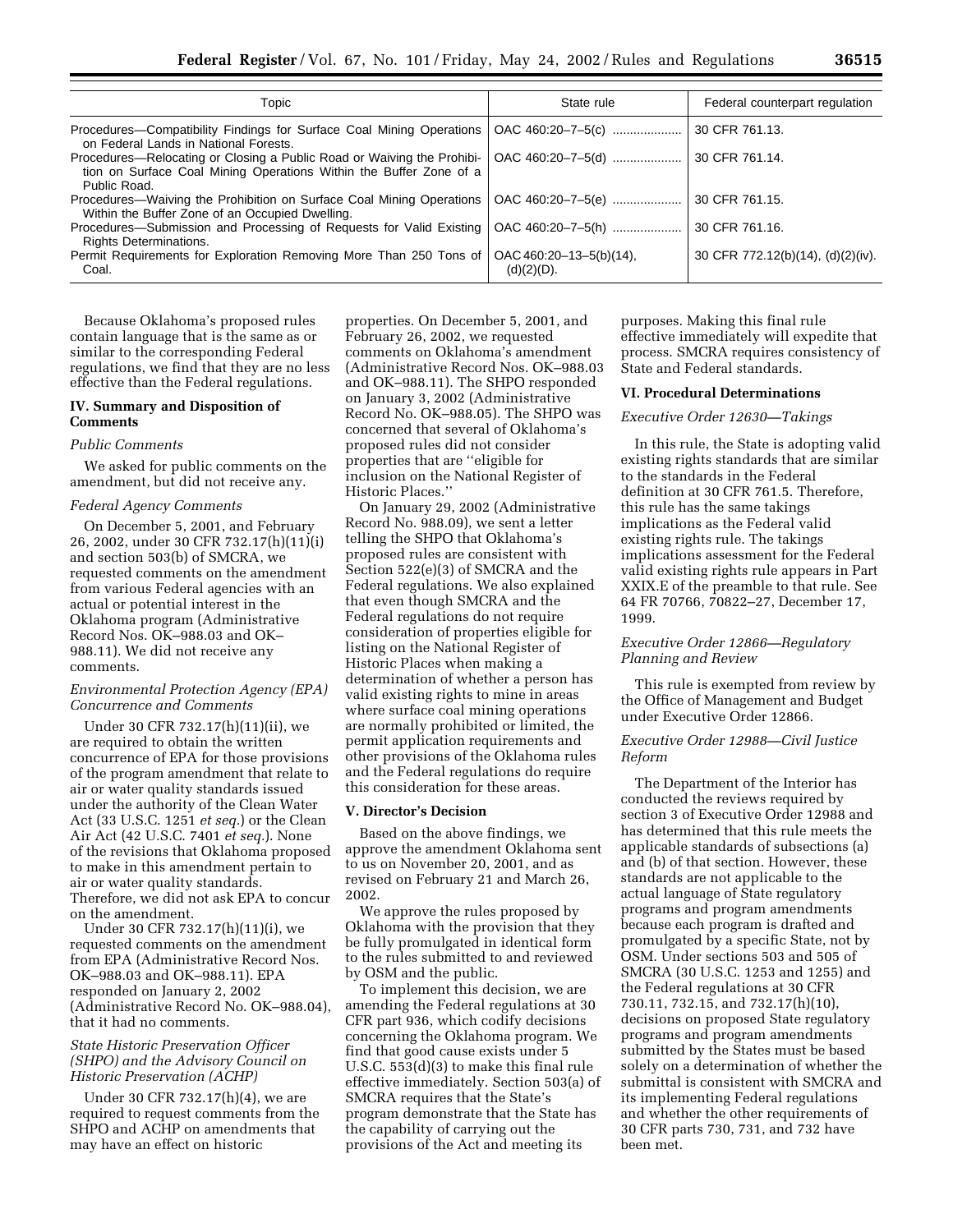| Topic | State rule | Federal counterpart regulation |
|---|---|---|
| Procedures—Compatibility Findings for Surface Coal Mining Operations on Federal Lands in National Forests. | OAC 460:20–7–5(c) .................... | 30 CFR 761.13. |
| Procedures—Relocating or Closing a Public Road or Waiving the Prohibition on Surface Coal Mining Operations Within the Buffer Zone of a Public Road. | OAC 460:20–7–5(d) .................... | 30 CFR 761.14. |
| Procedures—Waiving the Prohibition on Surface Coal Mining Operations Within the Buffer Zone of an Occupied Dwelling. | OAC 460:20–7–5(e) .................... | 30 CFR 761.15. |
| Procedures—Submission and Processing of Requests for Valid Existing Rights Determinations. | OAC 460:20–7–5(h) .................... | 30 CFR 761.16. |
| Permit Requirements for Exploration Removing More Than 250 Tons of Coal. | OAC 460:20–13–5(b)(14), (d)(2)(D). | 30 CFR 772.12(b)(14), (d)(2)(iv). |

Because Oklahoma's proposed rules contain language that is the same as or similar to the corresponding Federal regulations, we find that they are no less effective than the Federal regulations.

## IV. Summary and Disposition of Comments

*Public Comments*

We asked for public comments on the amendment, but did not receive any.

*Federal Agency Comments*

On December 5, 2001, and February 26, 2002, under 30 CFR 732.17(h)(11)(i) and section 503(b) of SMCRA, we requested comments on the amendment from various Federal agencies with an actual or potential interest in the Oklahoma program (Administrative Record Nos. OK–988.03 and OK–988.11). We did not receive any comments.

*Environmental Protection Agency (EPA) Concurrence and Comments*

Under 30 CFR 732.17(h)(11)(ii), we are required to obtain the written concurrence of EPA for those provisions of the program amendment that relate to air or water quality standards issued under the authority of the Clean Water Act (33 U.S.C. 1251 *et seq.*) or the Clean Air Act (42 U.S.C. 7401 *et seq.*). None of the revisions that Oklahoma proposed to make in this amendment pertain to air or water quality standards. Therefore, we did not ask EPA to concur on the amendment.

Under 30 CFR 732.17(h)(11)(i), we requested comments on the amendment from EPA (Administrative Record Nos. OK–988.03 and OK–988.11). EPA responded on January 2, 2002 (Administrative Record No. OK–988.04), that it had no comments.

*State Historic Preservation Officer (SHPO) and the Advisory Council on Historic Preservation (ACHP)*

Under 30 CFR 732.17(h)(4), we are required to request comments from the SHPO and ACHP on amendments that may have an effect on historic properties. On December 5, 2001, and February 26, 2002, we requested comments on Oklahoma's amendment (Administrative Record Nos. OK–988.03 and OK–988.11). The SHPO responded on January 3, 2002 (Administrative Record No. OK–988.05). The SHPO was concerned that several of Oklahoma's proposed rules did not consider properties that are "eligible for inclusion on the National Register of Historic Places."

On January 29, 2002 (Administrative Record No. 988.09), we sent a letter telling the SHPO that Oklahoma's proposed rules are consistent with Section 522(e)(3) of SMCRA and the Federal regulations. We also explained that even though SMCRA and the Federal regulations do not require consideration of properties eligible for listing on the National Register of Historic Places when making a determination of whether a person has valid existing rights to mine in areas where surface coal mining operations are normally prohibited or limited, the permit application requirements and other provisions of the Oklahoma rules and the Federal regulations do require this consideration for these areas.

## V. Director's Decision

Based on the above findings, we approve the amendment Oklahoma sent to us on November 20, 2001, and as revised on February 21 and March 26, 2002.

We approve the rules proposed by Oklahoma with the provision that they be fully promulgated in identical form to the rules submitted to and reviewed by OSM and the public.

To implement this decision, we are amending the Federal regulations at 30 CFR part 936, which codify decisions concerning the Oklahoma program. We find that good cause exists under 5 U.S.C. 553(d)(3) to make this final rule effective immediately. Section 503(a) of SMCRA requires that the State's program demonstrate that the State has the capability of carrying out the provisions of the Act and meeting its purposes. Making this final rule effective immediately will expedite that process. SMCRA requires consistency of State and Federal standards.

## VI. Procedural Determinations

*Executive Order 12630—Takings*

In this rule, the State is adopting valid existing rights standards that are similar to the standards in the Federal definition at 30 CFR 761.5. Therefore, this rule has the same takings implications as the Federal valid existing rights rule. The takings implications assessment for the Federal valid existing rights rule appears in Part XXIX.E of the preamble to that rule. See 64 FR 70766, 70822–27, December 17, 1999.

*Executive Order 12866—Regulatory Planning and Review*

This rule is exempted from review by the Office of Management and Budget under Executive Order 12866.

*Executive Order 12988—Civil Justice Reform*

The Department of the Interior has conducted the reviews required by section 3 of Executive Order 12988 and has determined that this rule meets the applicable standards of subsections (a) and (b) of that section. However, these standards are not applicable to the actual language of State regulatory programs and program amendments because each program is drafted and promulgated by a specific State, not by OSM. Under sections 503 and 505 of SMCRA (30 U.S.C. 1253 and 1255) and the Federal regulations at 30 CFR 730.11, 732.15, and 732.17(h)(10), decisions on proposed State regulatory programs and program amendments submitted by the States must be based solely on a determination of whether the submittal is consistent with SMCRA and its implementing Federal regulations and whether the other requirements of 30 CFR parts 730, 731, and 732 have been met.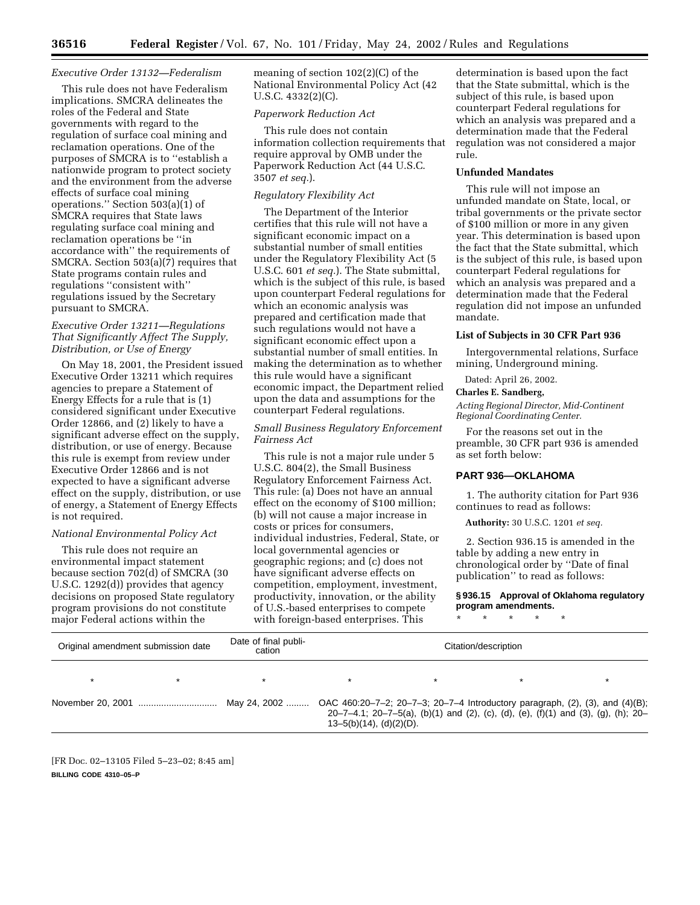*Executive Order 13132—Federalism*

This rule does not have Federalism implications. SMCRA delineates the roles of the Federal and State governments with regard to the regulation of surface coal mining and reclamation operations. One of the purposes of SMCRA is to ''establish a nationwide program to protect society and the environment from the adverse effects of surface coal mining operations.'' Section 503(a)(1) of SMCRA requires that State laws regulating surface coal mining and reclamation operations be ''in accordance with'' the requirements of SMCRA. Section 503(a)(7) requires that State programs contain rules and regulations ''consistent with'' regulations issued by the Secretary pursuant to SMCRA.

*Executive Order 13211—Regulations That Significantly Affect The Supply, Distribution, or Use of Energy*

On May 18, 2001, the President issued Executive Order 13211 which requires agencies to prepare a Statement of Energy Effects for a rule that is (1) considered significant under Executive Order 12866, and (2) likely to have a significant adverse effect on the supply, distribution, or use of energy. Because this rule is exempt from review under Executive Order 12866 and is not expected to have a significant adverse effect on the supply, distribution, or use of energy, a Statement of Energy Effects is not required.

*National Environmental Policy Act*

This rule does not require an environmental impact statement because section 702(d) of SMCRA (30 U.S.C. 1292(d)) provides that agency decisions on proposed State regulatory program provisions do not constitute major Federal actions within the meaning of section 102(2)(C) of the National Environmental Policy Act (42 U.S.C. 4332(2)(C).

*Paperwork Reduction Act*

This rule does not contain information collection requirements that require approval by OMB under the Paperwork Reduction Act (44 U.S.C. 3507 *et seq.*).

*Regulatory Flexibility Act*

The Department of the Interior certifies that this rule will not have a significant economic impact on a substantial number of small entities under the Regulatory Flexibility Act (5 U.S.C. 601 *et seq.*). The State submittal, which is the subject of this rule, is based upon counterpart Federal regulations for which an economic analysis was prepared and certification made that such regulations would not have a significant economic effect upon a substantial number of small entities. In making the determination as to whether this rule would have a significant economic impact, the Department relied upon the data and assumptions for the counterpart Federal regulations.

*Small Business Regulatory Enforcement Fairness Act*

This rule is not a major rule under 5 U.S.C. 804(2), the Small Business Regulatory Enforcement Fairness Act. This rule: (a) Does not have an annual effect on the economy of $100 million; (b) will not cause a major increase in costs or prices for consumers, individual industries, Federal, State, or local governmental agencies or geographic regions; and (c) does not have significant adverse effects on competition, employment, investment, productivity, innovation, or the ability of U.S.-based enterprises to compete with foreign-based enterprises. This determination is based upon the fact that the State submittal, which is the subject of this rule, is based upon counterpart Federal regulations for which an analysis was prepared and a determination made that the Federal regulation was not considered a major rule.

**Unfunded Mandates**

This rule will not impose an unfunded mandate on State, local, or tribal governments or the private sector of $100 million or more in any given year. This determination is based upon the fact that the State submittal, which is the subject of this rule, is based upon counterpart Federal regulations for which an analysis was prepared and a determination made that the Federal regulation did not impose an unfunded mandate.

**List of Subjects in 30 CFR Part 936**

Intergovernmental relations, Surface mining, Underground mining.

Dated: April 26, 2002.

**Charles E. Sandberg,**

*Acting Regional Director, Mid-Continent Regional Coordinating Center.*

For the reasons set out in the preamble, 30 CFR part 936 is amended as set forth below:

**PART 936—OKLAHOMA**

1. The authority citation for Part 936 continues to read as follows:

**Authority:** 30 U.S.C. 1201 *et seq.*

2. Section 936.15 is amended in the table by adding a new entry in chronological order by ''Date of final publication'' to read as follows:

**§ 936.15 Approval of Oklahoma regulatory program amendments.**

\* \* \* \* \*

| Original amendment submission date | Date of final publication | Citation/description |
|---|---|---|
| * * | * | * * * * |
| November 20, 2001 .............................. | May 24, 2002 ......... | OAC 460:20–7–2; 20–7–3; 20–7–4 Introductory paragraph, (2), (3), and (4)(B); 20–7–4.1; 20–7–5(a), (b)(1) and (2), (c), (d), (e), (f)(1) and (3), (g), (h); 20–13–5(b)(14), (d)(2)(D). |

[FR Doc. 02–13105 Filed 5–23–02; 8:45 am]

**BILLING CODE 4310–05–P**